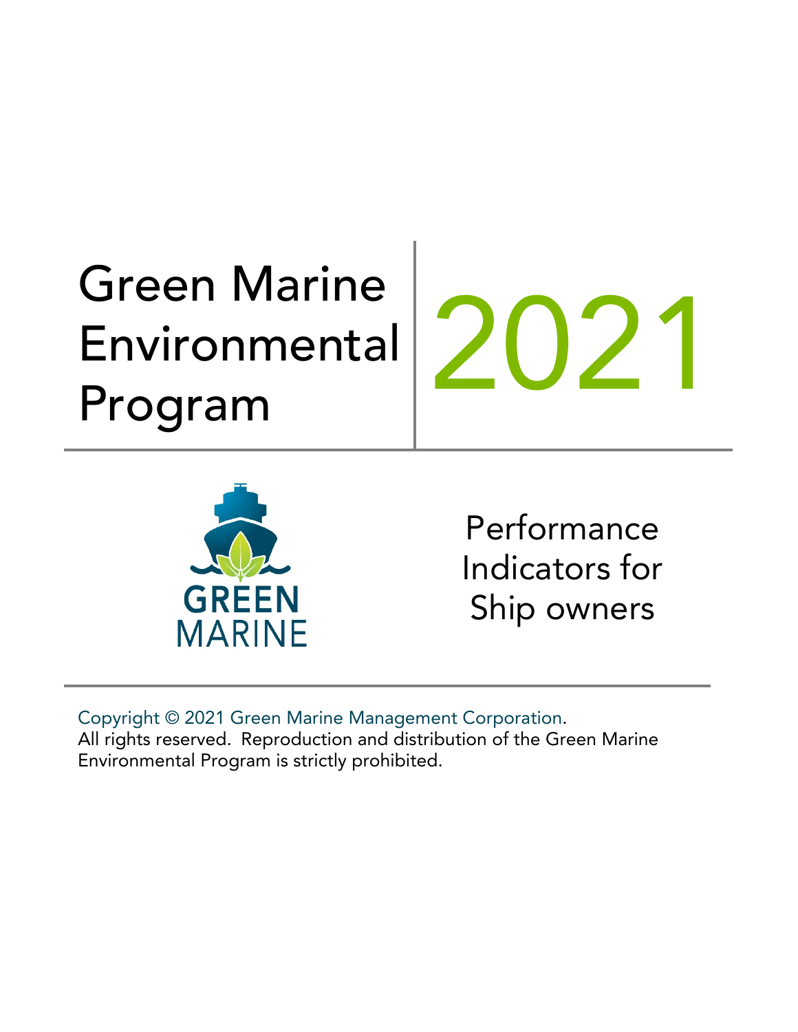# Green Marine Environmental Program

# 2021

GREEN MARINE

## Performance Indicators for Ship owners

Copyright © 2021 Green Marine Management Corporation.
All rights reserved. Reproduction and distribution of the Green Marine Environmental Program is strictly prohibited.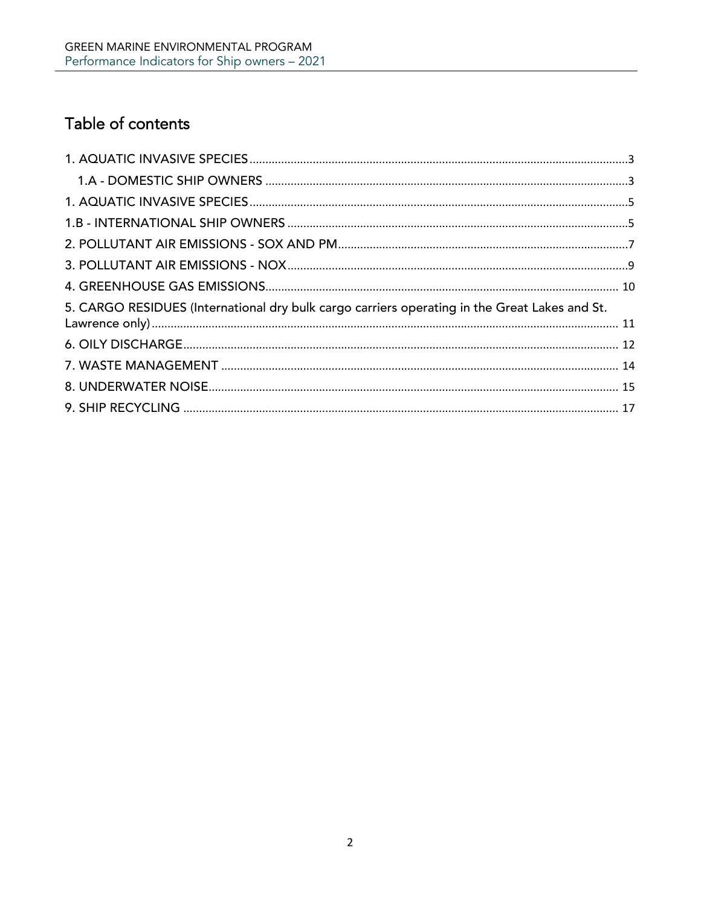# Table of contents

1. AQUATIC INVASIVE SPECIES ..... 3
   1.A - DOMESTIC SHIP OWNERS ..... 3
1. AQUATIC INVASIVE SPECIES ..... 5
1.B - INTERNATIONAL SHIP OWNERS ..... 5
2. POLLUTANT AIR EMISSIONS - SOX AND PM ..... 7
3. POLLUTANT AIR EMISSIONS - NOX ..... 9
4. GREENHOUSE GAS EMISSIONS ..... 10
5. CARGO RESIDUES (International dry bulk cargo carriers operating in the Great Lakes and St. Lawrence only) ..... 11
6. OILY DISCHARGE ..... 12
7. WASTE MANAGEMENT ..... 14
8. UNDERWATER NOISE ..... 15
9. SHIP RECYCLING ..... 17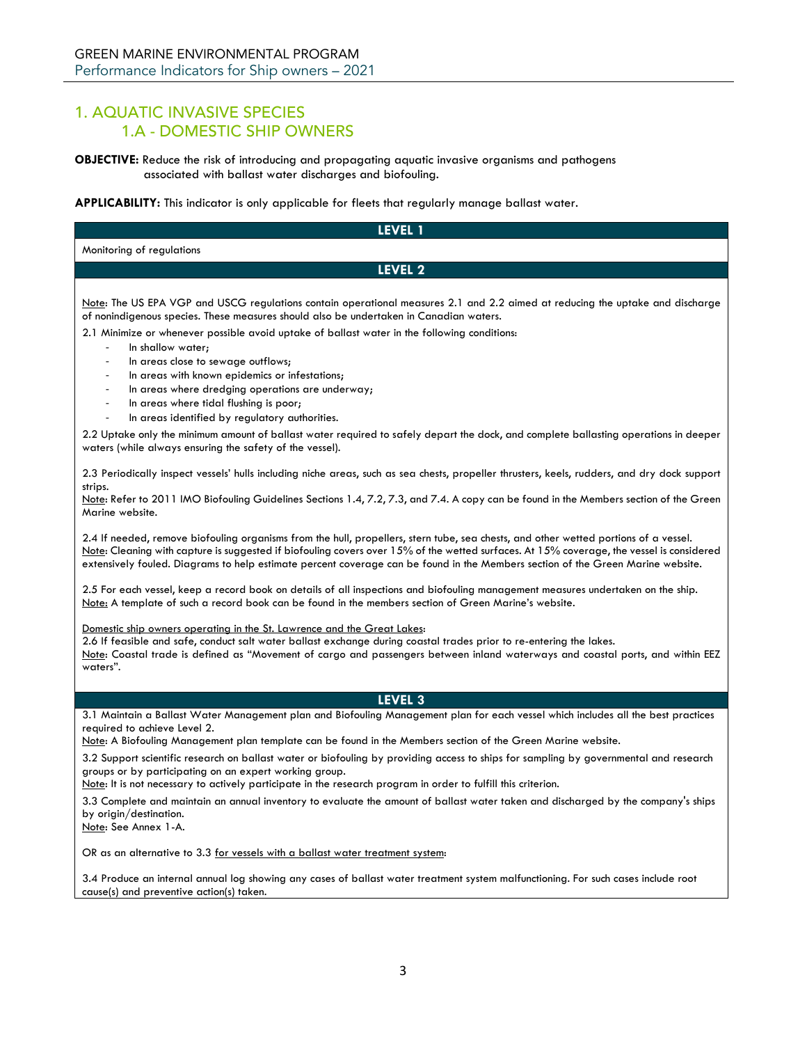# 1. AQUATIC INVASIVE SPECIES

## 1.A - DOMESTIC SHIP OWNERS

**OBJECTIVE:** Reduce the risk of introducing and propagating aquatic invasive organisms and pathogens associated with ballast water discharges and biofouling.

**APPLICABILITY:** This indicator is only applicable for fleets that regularly manage ballast water.

### LEVEL 1

Monitoring of regulations

### LEVEL 2

Note: The US EPA VGP and USCG regulations contain operational measures 2.1 and 2.2 aimed at reducing the uptake and discharge of nonindigenous species. These measures should also be undertaken in Canadian waters.

2.1 Minimize or whenever possible avoid uptake of ballast water in the following conditions:

- In shallow water;
- In areas close to sewage outflows;
- In areas with known epidemics or infestations;
- In areas where dredging operations are underway;
- In areas where tidal flushing is poor;
- In areas identified by regulatory authorities.

2.2 Uptake only the minimum amount of ballast water required to safely depart the dock, and complete ballasting operations in deeper waters (while always ensuring the safety of the vessel).

2.3 Periodically inspect vessels' hulls including niche areas, such as sea chests, propeller thrusters, keels, rudders, and dry dock support strips.
Note: Refer to 2011 IMO Biofouling Guidelines Sections 1.4, 7.2, 7.3, and 7.4. A copy can be found in the Members section of the Green Marine website.

2.4 If needed, remove biofouling organisms from the hull, propellers, stern tube, sea chests, and other wetted portions of a vessel.
Note: Cleaning with capture is suggested if biofouling covers over 15% of the wetted surfaces. At 15% coverage, the vessel is considered extensively fouled. Diagrams to help estimate percent coverage can be found in the Members section of the Green Marine website.

2.5 For each vessel, keep a record book on details of all inspections and biofouling management measures undertaken on the ship.
Note: A template of such a record book can be found in the members section of Green Marine's website.

Domestic ship owners operating in the St. Lawrence and the Great Lakes:
2.6 If feasible and safe, conduct salt water ballast exchange during coastal trades prior to re-entering the lakes.
Note: Coastal trade is defined as "Movement of cargo and passengers between inland waterways and coastal ports, and within EEZ waters".

### LEVEL 3

3.1 Maintain a Ballast Water Management plan and Biofouling Management plan for each vessel which includes all the best practices required to achieve Level 2.
Note: A Biofouling Management plan template can be found in the Members section of the Green Marine website.

3.2 Support scientific research on ballast water or biofouling by providing access to ships for sampling by governmental and research groups or by participating on an expert working group.
Note: It is not necessary to actively participate in the research program in order to fulfill this criterion.

3.3 Complete and maintain an annual inventory to evaluate the amount of ballast water taken and discharged by the company's ships by origin/destination.
Note: See Annex 1-A.

OR as an alternative to 3.3 for vessels with a ballast water treatment system:

3.4 Produce an internal annual log showing any cases of ballast water treatment system malfunctioning. For such cases include root cause(s) and preventive action(s) taken.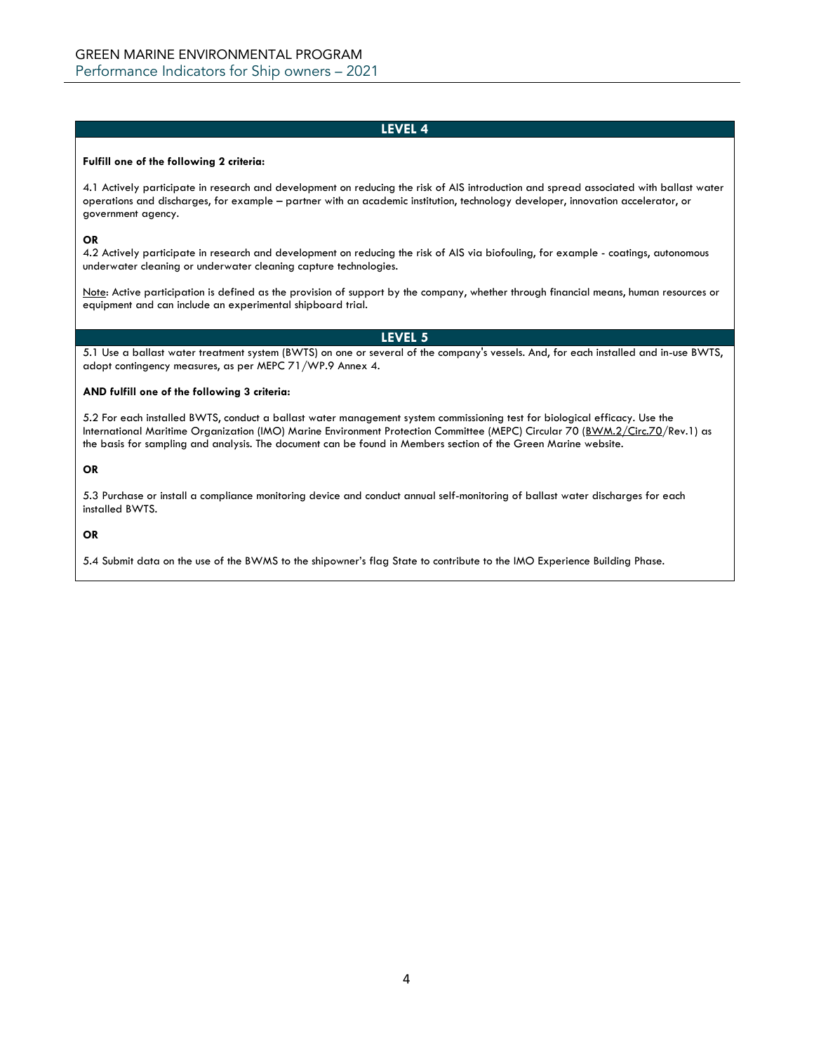## LEVEL 4

**Fulfill one of the following 2 criteria:**

4.1 Actively participate in research and development on reducing the risk of AIS introduction and spread associated with ballast water operations and discharges, for example – partner with an academic institution, technology developer, innovation accelerator, or government agency.

**OR**

4.2 Actively participate in research and development on reducing the risk of AIS via biofouling, for example - coatings, autonomous underwater cleaning or underwater cleaning capture technologies.

Note: Active participation is defined as the provision of support by the company, whether through financial means, human resources or equipment and can include an experimental shipboard trial.

## LEVEL 5

5.1 Use a ballast water treatment system (BWTS) on one or several of the company's vessels. And, for each installed and in-use BWTS, adopt contingency measures, as per MEPC 71/WP.9 Annex 4.

**AND fulfill one of the following 3 criteria:**

5.2 For each installed BWTS, conduct a ballast water management system commissioning test for biological efficacy. Use the International Maritime Organization (IMO) Marine Environment Protection Committee (MEPC) Circular 70 (BWM.2/Circ.70/Rev.1) as the basis for sampling and analysis. The document can be found in Members section of the Green Marine website.

**OR**

5.3 Purchase or install a compliance monitoring device and conduct annual self-monitoring of ballast water discharges for each installed BWTS.

**OR**

5.4 Submit data on the use of the BWMS to the shipowner's flag State to contribute to the IMO Experience Building Phase.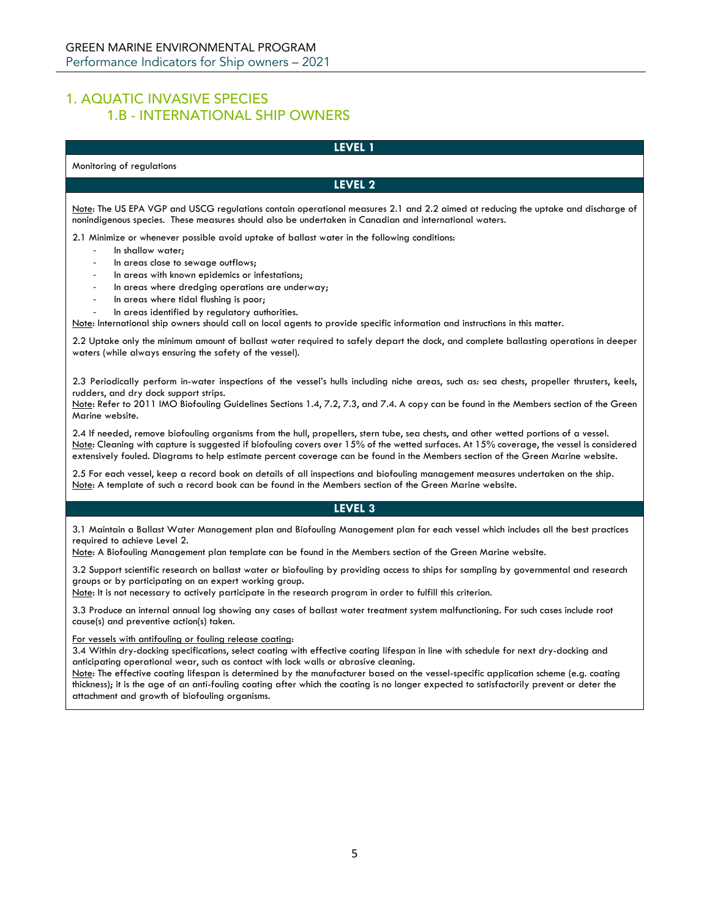# 1. AQUATIC INVASIVE SPECIES

## 1.B - INTERNATIONAL SHIP OWNERS

### LEVEL 1

Monitoring of regulations

### LEVEL 2

Note: The US EPA VGP and USCG regulations contain operational measures 2.1 and 2.2 aimed at reducing the uptake and discharge of nonindigenous species. These measures should also be undertaken in Canadian and international waters.

2.1 Minimize or whenever possible avoid uptake of ballast water in the following conditions:

- In shallow water;
- In areas close to sewage outflows;
- In areas with known epidemics or infestations;
- In areas where dredging operations are underway;
- In areas where tidal flushing is poor;
- In areas identified by regulatory authorities.

Note: International ship owners should call on local agents to provide specific information and instructions in this matter.

2.2 Uptake only the minimum amount of ballast water required to safely depart the dock, and complete ballasting operations in deeper waters (while always ensuring the safety of the vessel).

2.3 Periodically perform in-water inspections of the vessel's hulls including niche areas, such as: sea chests, propeller thrusters, keels, rudders, and dry dock support strips.
Note: Refer to 2011 IMO Biofouling Guidelines Sections 1.4, 7.2, 7.3, and 7.4. A copy can be found in the Members section of the Green Marine website.

2.4 If needed, remove biofouling organisms from the hull, propellers, stern tube, sea chests, and other wetted portions of a vessel.
Note: Cleaning with capture is suggested if biofouling covers over 15% of the wetted surfaces. At 15% coverage, the vessel is considered extensively fouled. Diagrams to help estimate percent coverage can be found in the Members section of the Green Marine website.

2.5 For each vessel, keep a record book on details of all inspections and biofouling management measures undertaken on the ship.
Note: A template of such a record book can be found in the Members section of the Green Marine website.

### LEVEL 3

3.1 Maintain a Ballast Water Management plan and Biofouling Management plan for each vessel which includes all the best practices required to achieve Level 2.
Note: A Biofouling Management plan template can be found in the Members section of the Green Marine website.

3.2 Support scientific research on ballast water or biofouling by providing access to ships for sampling by governmental and research groups or by participating on an expert working group.
Note: It is not necessary to actively participate in the research program in order to fulfill this criterion.

3.3 Produce an internal annual log showing any cases of ballast water treatment system malfunctioning. For such cases include root cause(s) and preventive action(s) taken.

For vessels with antifouling or fouling release coating:
3.4 Within dry-docking specifications, select coating with effective coating lifespan in line with schedule for next dry-docking and anticipating operational wear, such as contact with lock walls or abrasive cleaning.
Note: The effective coating lifespan is determined by the manufacturer based on the vessel-specific application scheme (e.g. coating thickness); it is the age of an anti-fouling coating after which the coating is no longer expected to satisfactorily prevent or deter the attachment and growth of biofouling organisms.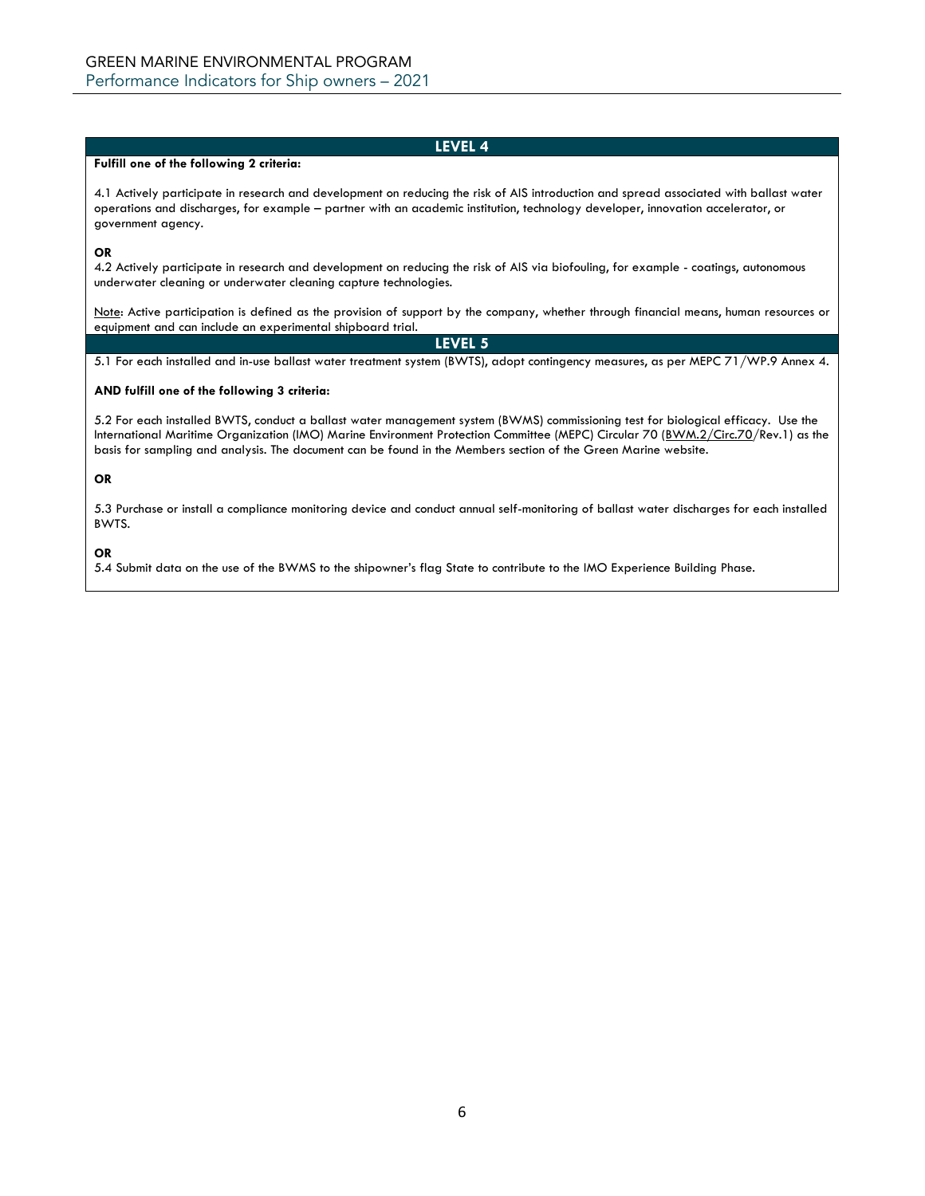## LEVEL 4

**Fulfill one of the following 2 criteria:**

4.1 Actively participate in research and development on reducing the risk of AIS introduction and spread associated with ballast water operations and discharges, for example – partner with an academic institution, technology developer, innovation accelerator, or government agency.

**OR**

4.2 Actively participate in research and development on reducing the risk of AIS via biofouling, for example - coatings, autonomous underwater cleaning or underwater cleaning capture technologies.

Note: Active participation is defined as the provision of support by the company, whether through financial means, human resources or equipment and can include an experimental shipboard trial.

## LEVEL 5

5.1 For each installed and in-use ballast water treatment system (BWTS), adopt contingency measures, as per MEPC 71/WP.9 Annex 4.

**AND fulfill one of the following 3 criteria:**

5.2 For each installed BWTS, conduct a ballast water management system (BWMS) commissioning test for biological efficacy. Use the International Maritime Organization (IMO) Marine Environment Protection Committee (MEPC) Circular 70 (BWM.2/Circ.70/Rev.1) as the basis for sampling and analysis. The document can be found in the Members section of the Green Marine website.

**OR**

5.3 Purchase or install a compliance monitoring device and conduct annual self-monitoring of ballast water discharges for each installed BWTS.

**OR**

5.4 Submit data on the use of the BWMS to the shipowner's flag State to contribute to the IMO Experience Building Phase.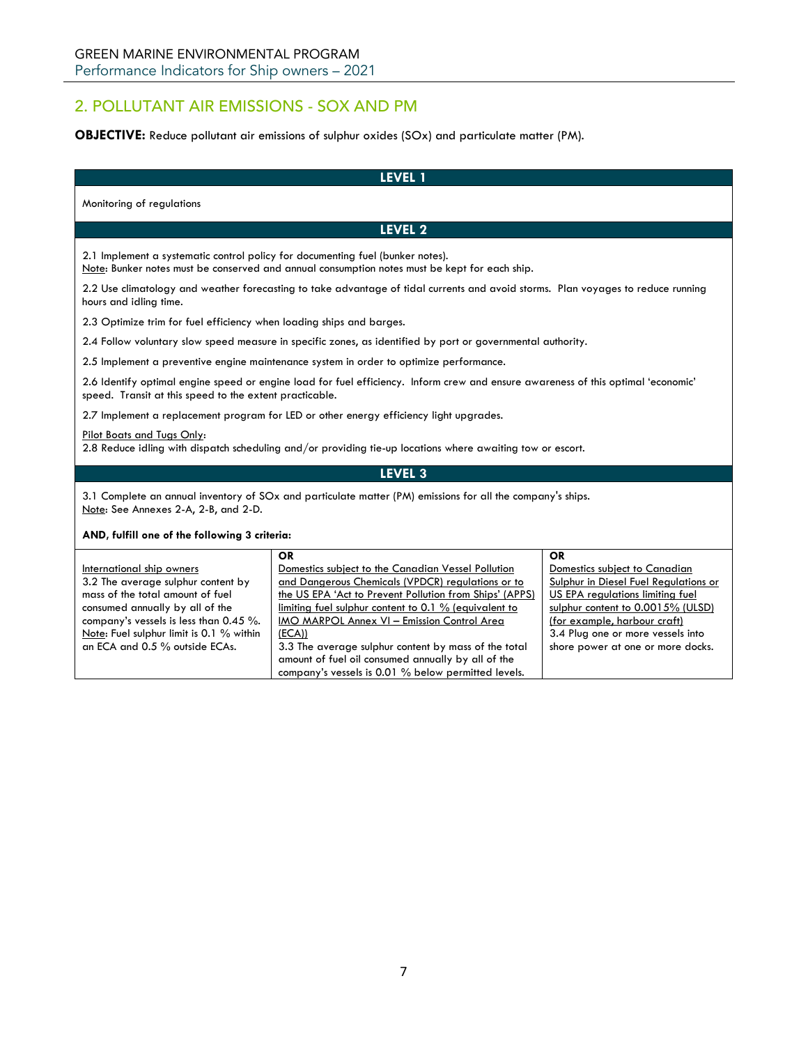## 2. POLLUTANT AIR EMISSIONS - SOX AND PM

**OBJECTIVE:** Reduce pollutant air emissions of sulphur oxides (SOx) and particulate matter (PM).

### LEVEL 1

Monitoring of regulations

### LEVEL 2

2.1 Implement a systematic control policy for documenting fuel (bunker notes).
Note: Bunker notes must be conserved and annual consumption notes must be kept for each ship.

2.2 Use climatology and weather forecasting to take advantage of tidal currents and avoid storms. Plan voyages to reduce running hours and idling time.

2.3 Optimize trim for fuel efficiency when loading ships and barges.

2.4 Follow voluntary slow speed measure in specific zones, as identified by port or governmental authority.

2.5 Implement a preventive engine maintenance system in order to optimize performance.

2.6 Identify optimal engine speed or engine load for fuel efficiency. Inform crew and ensure awareness of this optimal 'economic' speed. Transit at this speed to the extent practicable.

2.7 Implement a replacement program for LED or other energy efficiency light upgrades.

Pilot Boats and Tugs Only:
2.8 Reduce idling with dispatch scheduling and/or providing tie-up locations where awaiting tow or escort.

### LEVEL 3

3.1 Complete an annual inventory of SOx and particulate matter (PM) emissions for all the company's ships.
Note: See Annexes 2-A, 2-B, and 2-D.

**AND, fulfill one of the following 3 criteria:**

| | **OR** | **OR** |
|---|---|---|
| International ship owners<br>3.2 The average sulphur content by mass of the total amount of fuel consumed annually by all of the company's vessels is less than 0.45 %.<br>Note: Fuel sulphur limit is 0.1 % within an ECA and 0.5 % outside ECAs. | Domestics subject to the Canadian Vessel Pollution and Dangerous Chemicals (VPDCR) regulations or to the US EPA 'Act to Prevent Pollution from Ships' (APPS) limiting fuel sulphur content to 0.1 % (equivalent to IMO MARPOL Annex VI – Emission Control Area (ECA))<br>3.3 The average sulphur content by mass of the total amount of fuel oil consumed annually by all of the company's vessels is 0.01 % below permitted levels. | Domestics subject to Canadian Sulphur in Diesel Fuel Regulations or US EPA regulations limiting fuel sulphur content to 0.0015% (ULSD) (for example, harbour craft)<br>3.4 Plug one or more vessels into shore power at one or more docks. |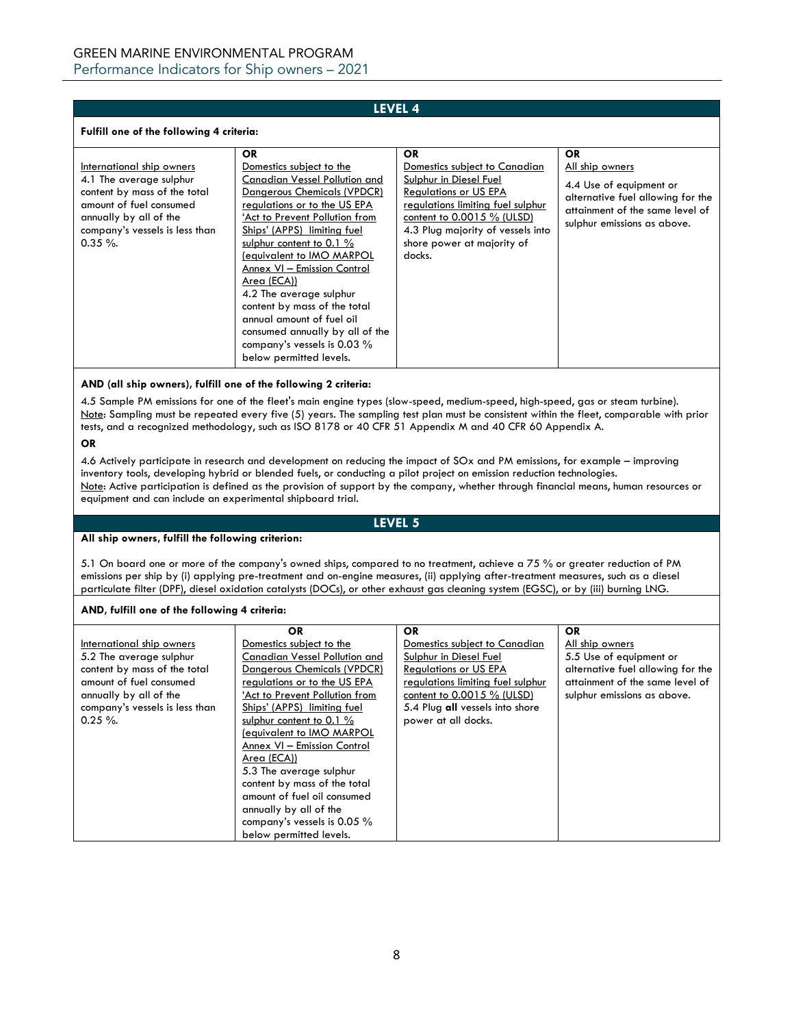## LEVEL 4

**Fulfill one of the following 4 criteria:**

| | OR | OR | OR |
|---|---|---|---|
| International ship owners<br>4.1 The average sulphur content by mass of the total amount of fuel consumed annually by all of the company's vessels is less than 0.35 %. | Domestics subject to the Canadian Vessel Pollution and Dangerous Chemicals (VPDCR) regulations or to the US EPA 'Act to Prevent Pollution from Ships' (APPS) limiting fuel sulphur content to 0.1 % (equivalent to IMO MARPOL Annex VI – Emission Control Area (ECA))<br>4.2 The average sulphur content by mass of the total annual amount of fuel oil consumed annually by all of the company's vessels is 0.03 % below permitted levels. | Domestics subject to Canadian Sulphur in Diesel Fuel Regulations or US EPA regulations limiting fuel sulphur content to 0.0015 % (ULSD)<br>4.3 Plug majority of vessels into shore power at majority of docks. | All ship owners<br>4.4 Use of equipment or alternative fuel allowing for the attainment of the same level of sulphur emissions as above. |

**AND (all ship owners), fulfill one of the following 2 criteria:**

4.5 Sample PM emissions for one of the fleet's main engine types (slow-speed, medium-speed, high-speed, gas or steam turbine).
Note: Sampling must be repeated every five (5) years. The sampling test plan must be consistent within the fleet, comparable with prior tests, and a recognized methodology, such as ISO 8178 or 40 CFR 51 Appendix M and 40 CFR 60 Appendix A.

**OR**

4.6 Actively participate in research and development on reducing the impact of SOx and PM emissions, for example – improving inventory tools, developing hybrid or blended fuels, or conducting a pilot project on emission reduction technologies.
Note: Active participation is defined as the provision of support by the company, whether through financial means, human resources or equipment and can include an experimental shipboard trial.

## LEVEL 5

**All ship owners, fulfill the following criterion:**

5.1 On board one or more of the company's owned ships, compared to no treatment, achieve a 75 % or greater reduction of PM emissions per ship by (i) applying pre-treatment and on-engine measures, (ii) applying after-treatment measures, such as a diesel particulate filter (DPF), diesel oxidation catalysts (DOCs), or other exhaust gas cleaning system (EGSC), or by (iii) burning LNG.

**AND, fulfill one of the following 4 criteria:**

| | OR | OR | OR |
|---|---|---|---|
| International ship owners<br>5.2 The average sulphur content by mass of the total amount of fuel consumed annually by all of the company's vessels is less than 0.25 %. | Domestics subject to the Canadian Vessel Pollution and Dangerous Chemicals (VPDCR) regulations or to the US EPA 'Act to Prevent Pollution from Ships' (APPS) limiting fuel sulphur content to 0.1 % (equivalent to IMO MARPOL Annex VI – Emission Control Area (ECA))<br>5.3 The average sulphur content by mass of the total amount of fuel oil consumed annually by all of the company's vessels is 0.05 % below permitted levels. | Domestics subject to Canadian Sulphur in Diesel Fuel Regulations or US EPA regulations limiting fuel sulphur content to 0.0015 % (ULSD)<br>5.4 Plug **all** vessels into shore power at all docks. | All ship owners<br>5.5 Use of equipment or alternative fuel allowing for the attainment of the same level of sulphur emissions as above. |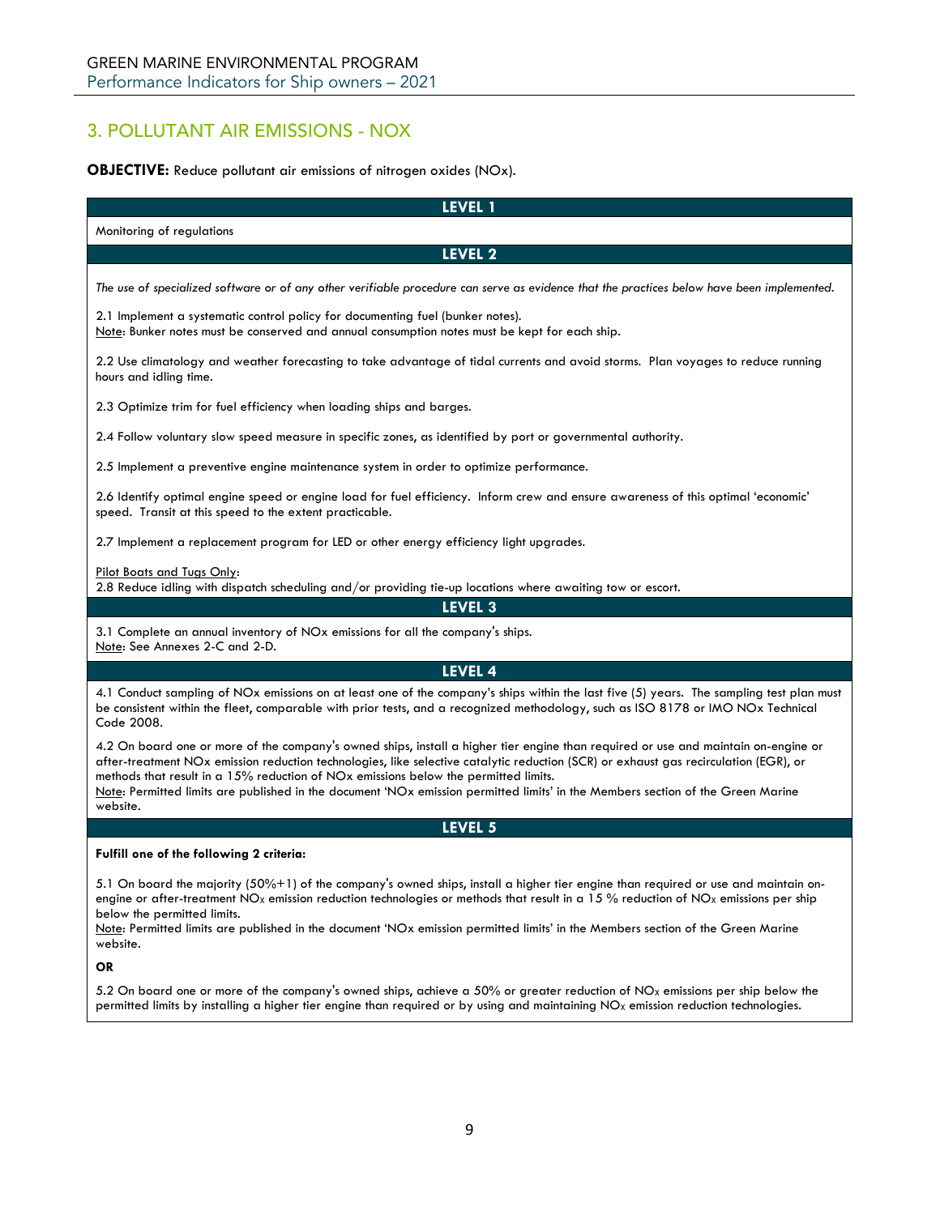## 3. POLLUTANT AIR EMISSIONS - NOX

**OBJECTIVE:** Reduce pollutant air emissions of nitrogen oxides (NOx).

### LEVEL 1

Monitoring of regulations

### LEVEL 2

*The use of specialized software or of any other verifiable procedure can serve as evidence that the practices below have been implemented.*

2.1 Implement a systematic control policy for documenting fuel (bunker notes).
Note: Bunker notes must be conserved and annual consumption notes must be kept for each ship.

2.2 Use climatology and weather forecasting to take advantage of tidal currents and avoid storms. Plan voyages to reduce running hours and idling time.

2.3 Optimize trim for fuel efficiency when loading ships and barges.

2.4 Follow voluntary slow speed measure in specific zones, as identified by port or governmental authority.

2.5 Implement a preventive engine maintenance system in order to optimize performance.

2.6 Identify optimal engine speed or engine load for fuel efficiency. Inform crew and ensure awareness of this optimal 'economic' speed. Transit at this speed to the extent practicable.

2.7 Implement a replacement program for LED or other energy efficiency light upgrades.

Pilot Boats and Tugs Only:
2.8 Reduce idling with dispatch scheduling and/or providing tie-up locations where awaiting tow or escort.

### LEVEL 3

3.1 Complete an annual inventory of NOx emissions for all the company's ships.
Note: See Annexes 2-C and 2-D.

### LEVEL 4

4.1 Conduct sampling of NOx emissions on at least one of the company's ships within the last five (5) years. The sampling test plan must be consistent within the fleet, comparable with prior tests, and a recognized methodology, such as ISO 8178 or IMO NOx Technical Code 2008.

4.2 On board one or more of the company's owned ships, install a higher tier engine than required or use and maintain on-engine or after-treatment NOx emission reduction technologies, like selective catalytic reduction (SCR) or exhaust gas recirculation (EGR), or methods that result in a 15% reduction of NOx emissions below the permitted limits.
Note: Permitted limits are published in the document 'NOx emission permitted limits' in the Members section of the Green Marine website.

### LEVEL 5

**Fulfill one of the following 2 criteria:**

5.1 On board the majority (50%+1) of the company's owned ships, install a higher tier engine than required or use and maintain on-engine or after-treatment $NO_X$ emission reduction technologies or methods that result in a 15 % reduction of $NO_X$ emissions per ship below the permitted limits.
Note: Permitted limits are published in the document 'NOx emission permitted limits' in the Members section of the Green Marine website.

**OR**

5.2 On board one or more of the company's owned ships, achieve a 50% or greater reduction of $NO_X$ emissions per ship below the permitted limits by installing a higher tier engine than required or by using and maintaining $NO_X$ emission reduction technologies.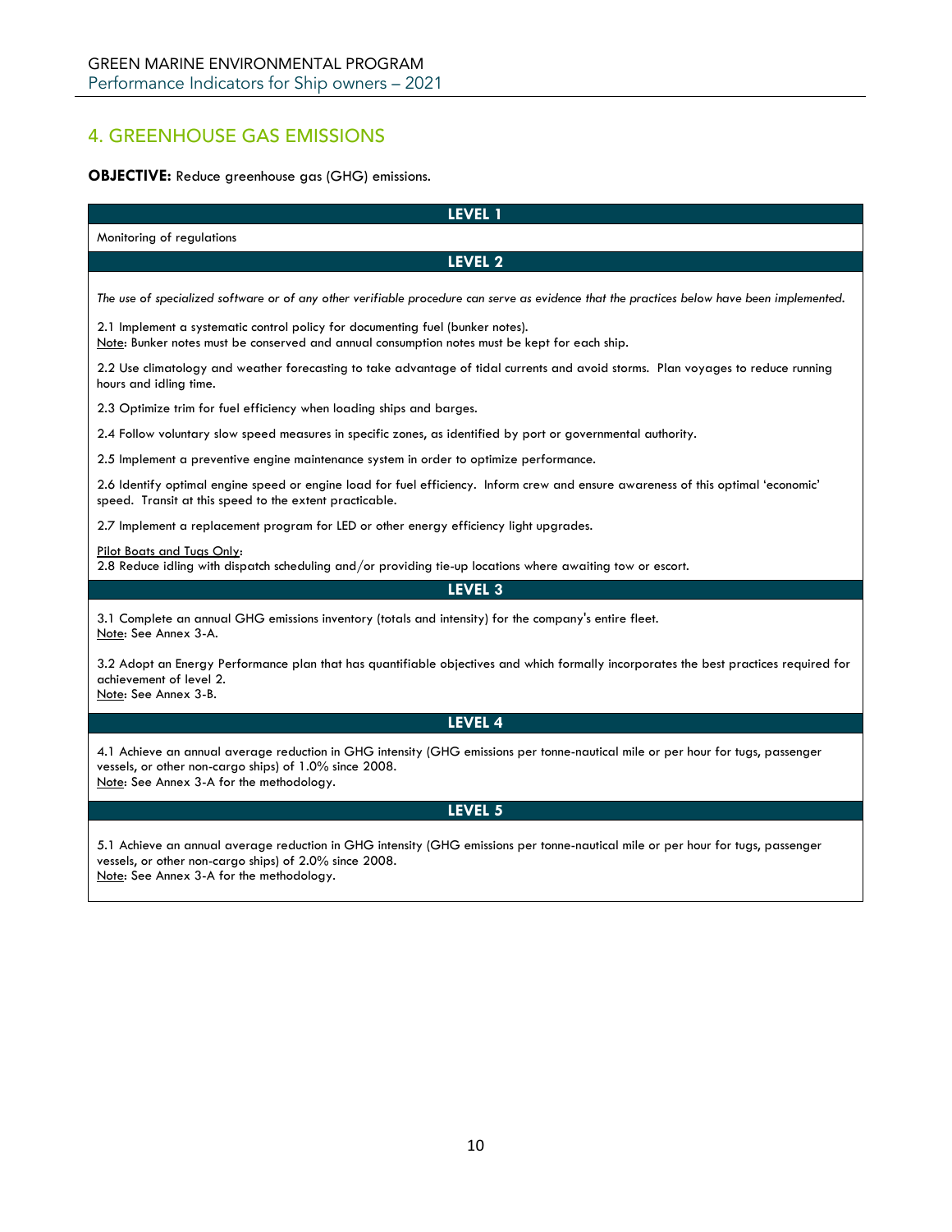## 4. GREENHOUSE GAS EMISSIONS

**OBJECTIVE:** Reduce greenhouse gas (GHG) emissions.

### LEVEL 1

Monitoring of regulations

### LEVEL 2

*The use of specialized software or of any other verifiable procedure can serve as evidence that the practices below have been implemented.*

2.1 Implement a systematic control policy for documenting fuel (bunker notes).
Note: Bunker notes must be conserved and annual consumption notes must be kept for each ship.

2.2 Use climatology and weather forecasting to take advantage of tidal currents and avoid storms. Plan voyages to reduce running hours and idling time.

2.3 Optimize trim for fuel efficiency when loading ships and barges.

2.4 Follow voluntary slow speed measures in specific zones, as identified by port or governmental authority.

2.5 Implement a preventive engine maintenance system in order to optimize performance.

2.6 Identify optimal engine speed or engine load for fuel efficiency. Inform crew and ensure awareness of this optimal 'economic' speed. Transit at this speed to the extent practicable.

2.7 Implement a replacement program for LED or other energy efficiency light upgrades.

Pilot Boats and Tugs Only:
2.8 Reduce idling with dispatch scheduling and/or providing tie-up locations where awaiting tow or escort.

### LEVEL 3

3.1 Complete an annual GHG emissions inventory (totals and intensity) for the company's entire fleet.
Note: See Annex 3-A.

3.2 Adopt an Energy Performance plan that has quantifiable objectives and which formally incorporates the best practices required for achievement of level 2.
Note: See Annex 3-B.

### LEVEL 4

4.1 Achieve an annual average reduction in GHG intensity (GHG emissions per tonne-nautical mile or per hour for tugs, passenger vessels, or other non-cargo ships) of 1.0% since 2008.
Note: See Annex 3-A for the methodology.

### LEVEL 5

5.1 Achieve an annual average reduction in GHG intensity (GHG emissions per tonne-nautical mile or per hour for tugs, passenger vessels, or other non-cargo ships) of 2.0% since 2008.
Note: See Annex 3-A for the methodology.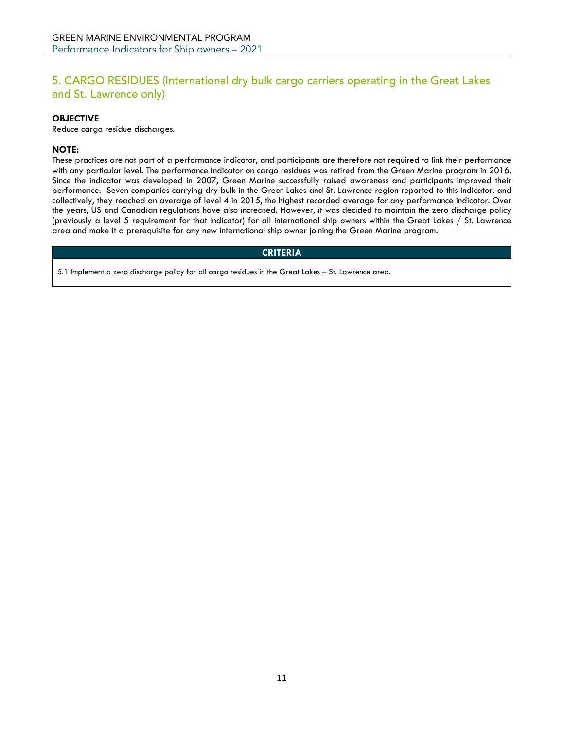## 5. CARGO RESIDUES (International dry bulk cargo carriers operating in the Great Lakes and St. Lawrence only)

**OBJECTIVE**

Reduce cargo residue discharges.

**NOTE:**

These practices are not part of a performance indicator, and participants are therefore not required to link their performance with any particular level. The performance indicator on cargo residues was retired from the Green Marine program in 2016. Since the indicator was developed in 2007, Green Marine successfully raised awareness and participants improved their performance. Seven companies carrying dry bulk in the Great Lakes and St. Lawrence region reported to this indicator, and collectively, they reached an average of level 4 in 2015, the highest recorded average for any performance indicator. Over the years, US and Canadian regulations have also increased. However, it was decided to maintain the zero discharge policy (previously a level 5 requirement for that indicator) for all international ship owners within the Great Lakes / St. Lawrence area and make it a prerequisite for any new international ship owner joining the Green Marine program.

| CRITERIA |
| --- |
| 5.1 Implement a zero discharge policy for all cargo residues in the Great Lakes – St. Lawrence area. |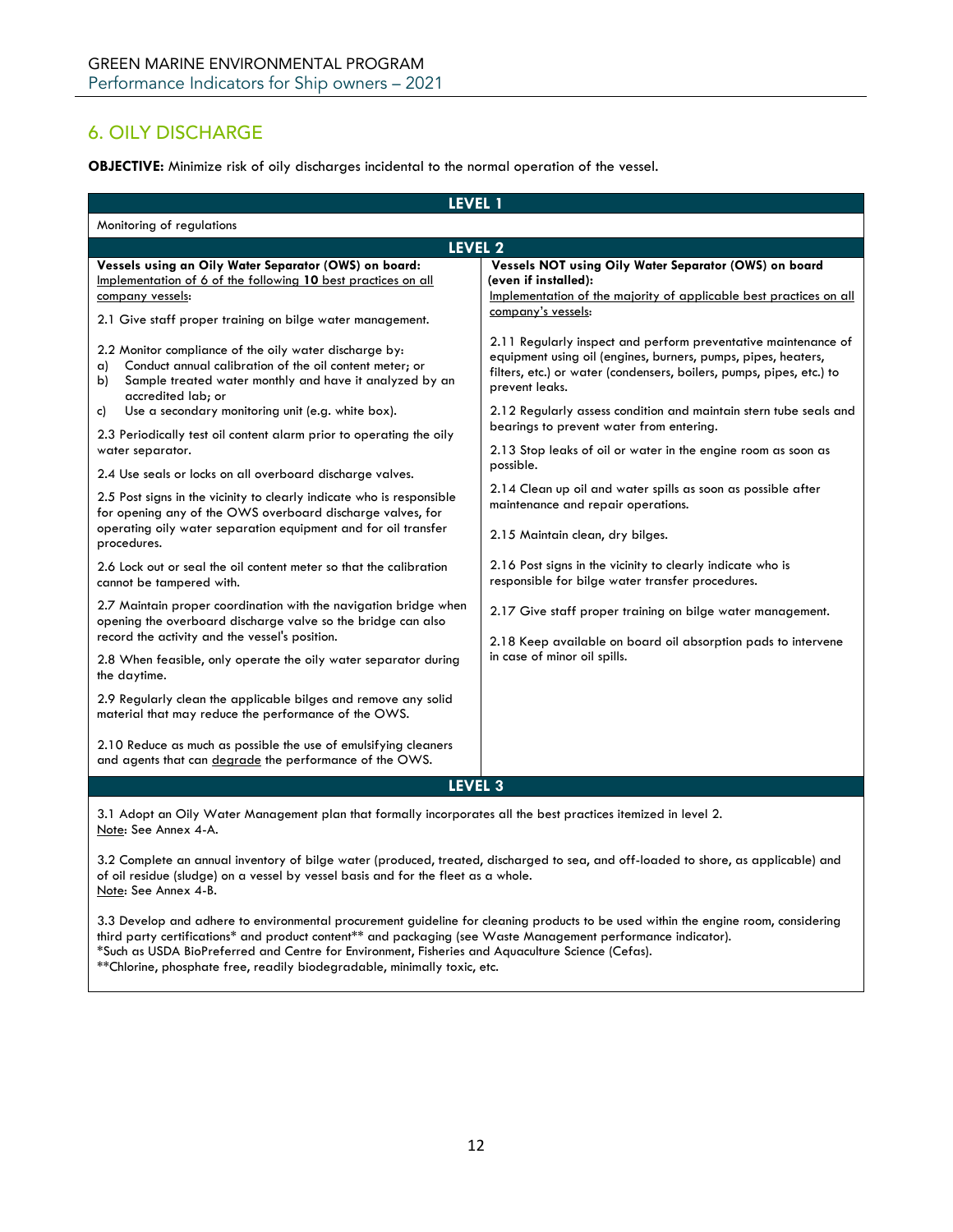## 6. OILY DISCHARGE

**OBJECTIVE:** Minimize risk of oily discharges incidental to the normal operation of the vessel.

### LEVEL 1

Monitoring of regulations

### LEVEL 2

| **Vessels using an Oily Water Separator (OWS) on board:** Implementation of 6 of the following **10** best practices on all company vessels: | **Vessels NOT using Oily Water Separator (OWS) on board (even if installed):** Implementation of the majority of applicable best practices on all company's vessels: |
|---|---|
| 2.1 Give staff proper training on bilge water management. | 2.11 Regularly inspect and perform preventative maintenance of equipment using oil (engines, burners, pumps, pipes, heaters, filters, etc.) or water (condensers, boilers, pumps, pipes, etc.) to prevent leaks. |
| 2.2 Monitor compliance of the oily water discharge by: a) Conduct annual calibration of the oil content meter; or b) Sample treated water monthly and have it analyzed by an accredited lab; or c) Use a secondary monitoring unit (e.g. white box). | 2.12 Regularly assess condition and maintain stern tube seals and bearings to prevent water from entering. |
| 2.3 Periodically test oil content alarm prior to operating the oily water separator. | 2.13 Stop leaks of oil or water in the engine room as soon as possible. |
| 2.4 Use seals or locks on all overboard discharge valves. | 2.14 Clean up oil and water spills as soon as possible after maintenance and repair operations. |
| 2.5 Post signs in the vicinity to clearly indicate who is responsible for opening any of the OWS overboard discharge valves, for operating oily water separation equipment and for oil transfer procedures. | 2.15 Maintain clean, dry bilges. |
| 2.6 Lock out or seal the oil content meter so that the calibration cannot be tampered with. | 2.16 Post signs in the vicinity to clearly indicate who is responsible for bilge water transfer procedures. |
| 2.7 Maintain proper coordination with the navigation bridge when opening the overboard discharge valve so the bridge can also record the activity and the vessel's position. | 2.17 Give staff proper training on bilge water management. |
| 2.8 When feasible, only operate the oily water separator during the daytime. | 2.18 Keep available on board oil absorption pads to intervene in case of minor oil spills. |
| 2.9 Regularly clean the applicable bilges and remove any solid material that may reduce the performance of the OWS. | |
| 2.10 Reduce as much as possible the use of emulsifying cleaners and agents that can degrade the performance of the OWS. | |

### LEVEL 3

3.1 Adopt an Oily Water Management plan that formally incorporates all the best practices itemized in level 2.
Note: See Annex 4-A.

3.2 Complete an annual inventory of bilge water (produced, treated, discharged to sea, and off-loaded to shore, as applicable) and of oil residue (sludge) on a vessel by vessel basis and for the fleet as a whole.
Note: See Annex 4-B.

3.3 Develop and adhere to environmental procurement guideline for cleaning products to be used within the engine room, considering third party certifications* and product content** and packaging (see Waste Management performance indicator).
*Such as USDA BioPreferred and Centre for Environment, Fisheries and Aquaculture Science (Cefas).
**Chlorine, phosphate free, readily biodegradable, minimally toxic, etc.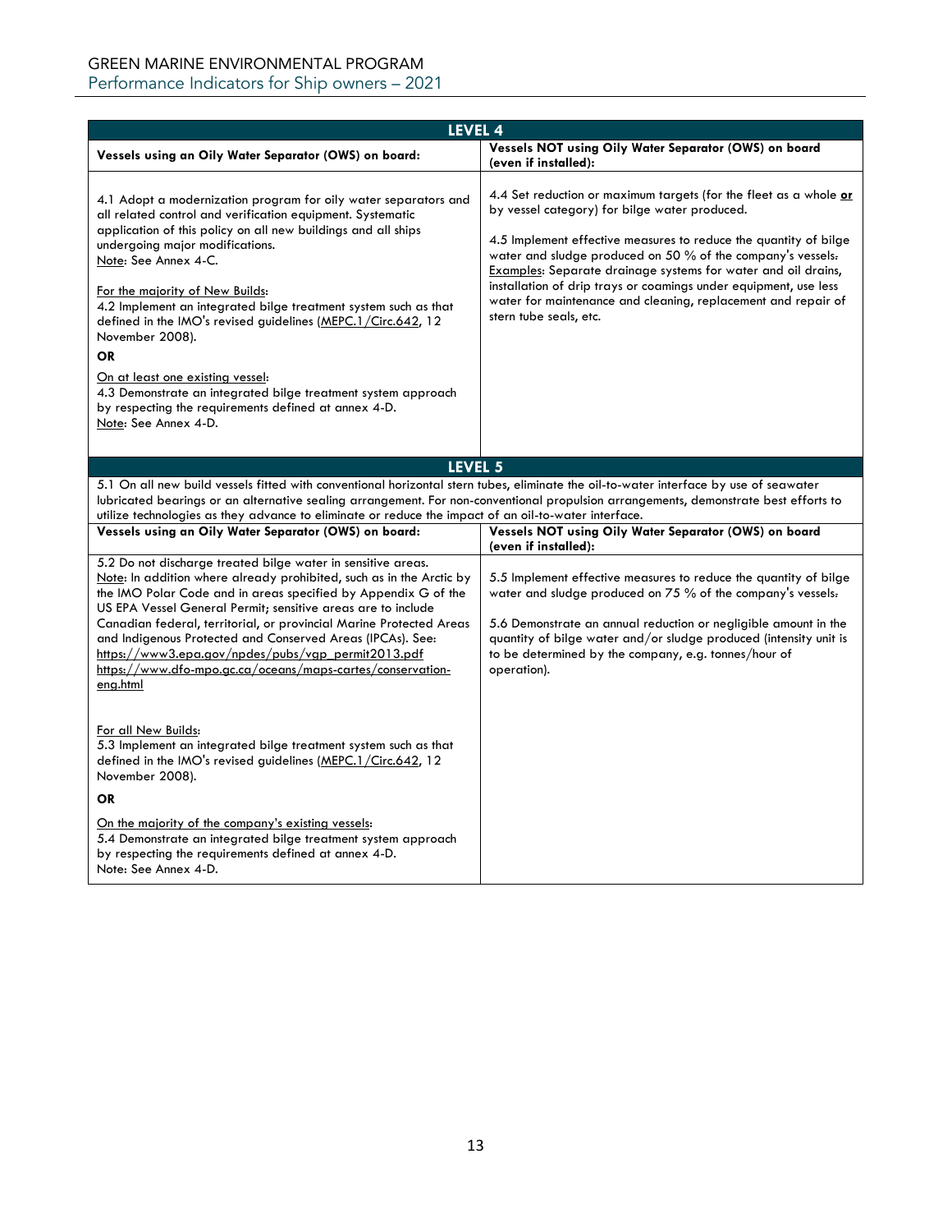| LEVEL 4 | |
|---|---|
| **Vessels using an Oily Water Separator (OWS) on board:** | **Vessels NOT using Oily Water Separator (OWS) on board (even if installed):** |
| 4.1 Adopt a modernization program for oily water separators and all related control and verification equipment. Systematic application of this policy on all new buildings and all ships undergoing major modifications.<br>Note: See Annex 4-C.<br><br>For the majority of New Builds:<br>4.2 Implement an integrated bilge treatment system such as that defined in the IMO's revised guidelines (MEPC.1/Circ.642, 12 November 2008).<br>**OR**<br>On at least one existing vessel:<br>4.3 Demonstrate an integrated bilge treatment system approach by respecting the requirements defined at annex 4-D.<br>Note: See Annex 4-D. | 4.4 Set reduction or maximum targets (for the fleet as a whole **or** by vessel category) for bilge water produced.<br><br>4.5 Implement effective measures to reduce the quantity of bilge water and sludge produced on 50 % of the company's vessels.<br>Examples: Separate drainage systems for water and oil drains, installation of drip trays or coamings under equipment, use less water for maintenance and cleaning, replacement and repair of stern tube seals, etc. |

| LEVEL 5 | |
|---|---|
| 5.1 On all new build vessels fitted with conventional horizontal stern tubes, eliminate the oil-to-water interface by use of seawater lubricated bearings or an alternative sealing arrangement. For non-conventional propulsion arrangements, demonstrate best efforts to utilize technologies as they advance to eliminate or reduce the impact of an oil-to-water interface. | |
| **Vessels using an Oily Water Separator (OWS) on board:** | **Vessels NOT using Oily Water Separator (OWS) on board (even if installed):** |
| 5.2 Do not discharge treated bilge water in sensitive areas.<br>Note: In addition where already prohibited, such as in the Arctic by the IMO Polar Code and in areas specified by Appendix G of the US EPA Vessel General Permit; sensitive areas are to include Canadian federal, territorial, or provincial Marine Protected Areas and Indigenous Protected and Conserved Areas (IPCAs). See: https://www3.epa.gov/npdes/pubs/vgp_permit2013.pdf https://www.dfo-mpo.gc.ca/oceans/maps-cartes/conservation-eng.html<br><br>For all New Builds:<br>5.3 Implement an integrated bilge treatment system such as that defined in the IMO's revised guidelines (MEPC.1/Circ.642, 12 November 2008).<br>**OR**<br>On the majority of the company's existing vessels:<br>5.4 Demonstrate an integrated bilge treatment system approach by respecting the requirements defined at annex 4-D.<br>Note: See Annex 4-D. | 5.5 Implement effective measures to reduce the quantity of bilge water and sludge produced on 75 % of the company's vessels.<br><br>5.6 Demonstrate an annual reduction or negligible amount in the quantity of bilge water and/or sludge produced (intensity unit is to be determined by the company, e.g. tonnes/hour of operation). |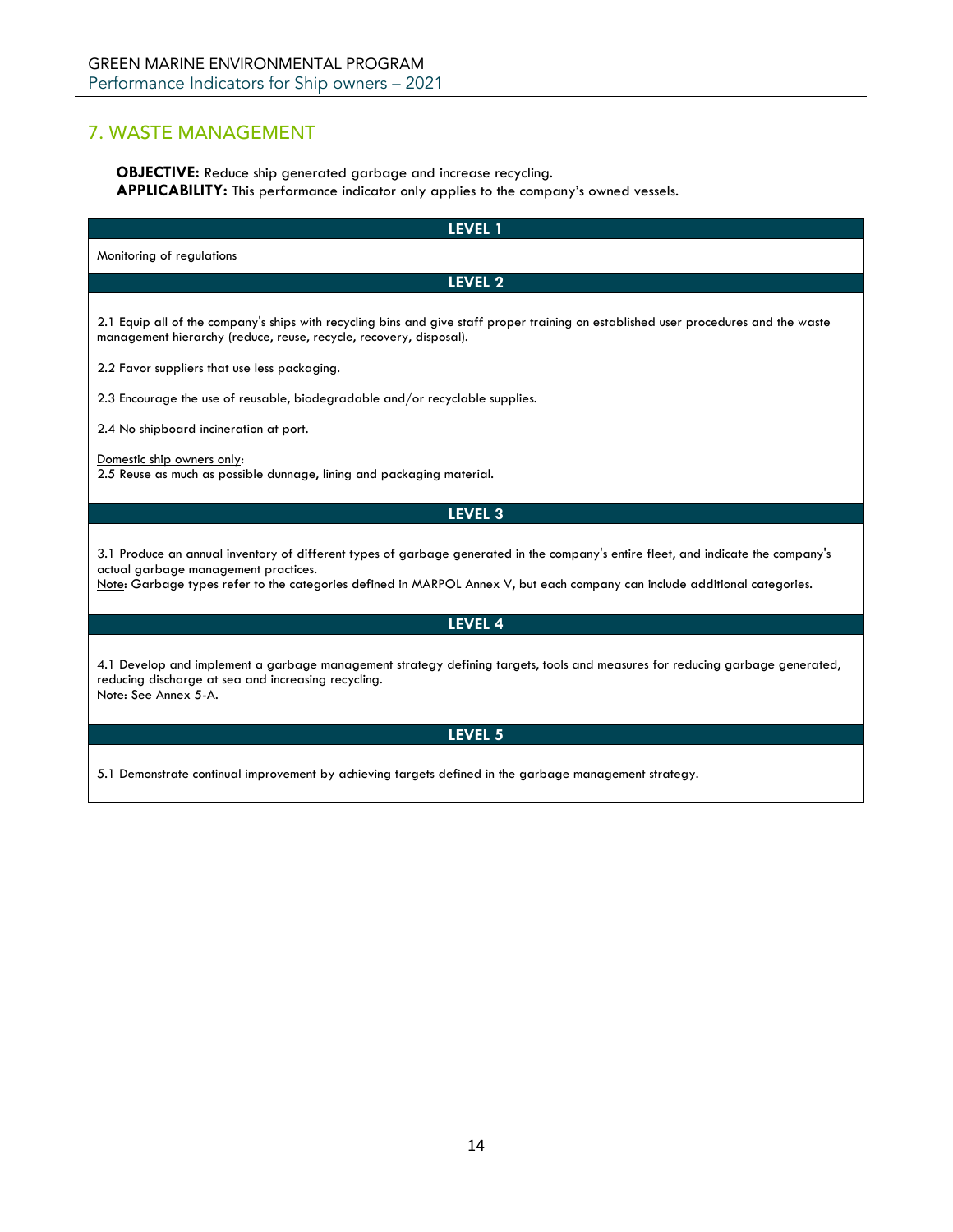## 7. WASTE MANAGEMENT

**OBJECTIVE:** Reduce ship generated garbage and increase recycling.
**APPLICABILITY:** This performance indicator only applies to the company's owned vessels.

### LEVEL 1

Monitoring of regulations

### LEVEL 2

2.1 Equip all of the company's ships with recycling bins and give staff proper training on established user procedures and the waste management hierarchy (reduce, reuse, recycle, recovery, disposal).

2.2 Favor suppliers that use less packaging.

2.3 Encourage the use of reusable, biodegradable and/or recyclable supplies.

2.4 No shipboard incineration at port.

Domestic ship owners only:
2.5 Reuse as much as possible dunnage, lining and packaging material.

### LEVEL 3

3.1 Produce an annual inventory of different types of garbage generated in the company's entire fleet, and indicate the company's actual garbage management practices.
Note: Garbage types refer to the categories defined in MARPOL Annex V, but each company can include additional categories.

### LEVEL 4

4.1 Develop and implement a garbage management strategy defining targets, tools and measures for reducing garbage generated, reducing discharge at sea and increasing recycling.
Note: See Annex 5-A.

### LEVEL 5

5.1 Demonstrate continual improvement by achieving targets defined in the garbage management strategy.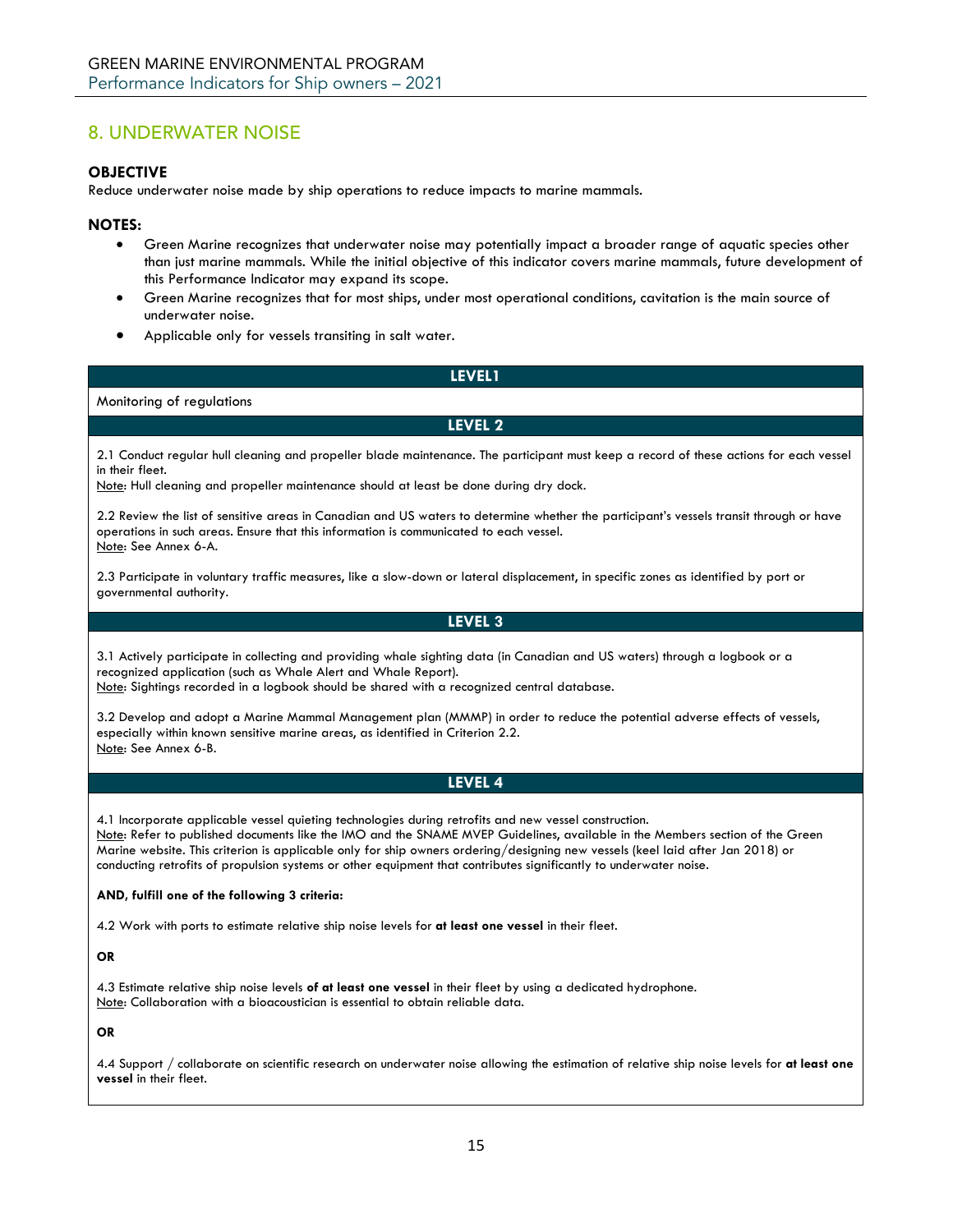## 8. UNDERWATER NOISE

**OBJECTIVE**

Reduce underwater noise made by ship operations to reduce impacts to marine mammals.

**NOTES:**

- Green Marine recognizes that underwater noise may potentially impact a broader range of aquatic species other than just marine mammals. While the initial objective of this indicator covers marine mammals, future development of this Performance Indicator may expand its scope.
- Green Marine recognizes that for most ships, under most operational conditions, cavitation is the main source of underwater noise.
- Applicable only for vessels transiting in salt water.

### LEVEL1

Monitoring of regulations

### LEVEL 2

2.1 Conduct regular hull cleaning and propeller blade maintenance. The participant must keep a record of these actions for each vessel in their fleet.
Note: Hull cleaning and propeller maintenance should at least be done during dry dock.

2.2 Review the list of sensitive areas in Canadian and US waters to determine whether the participant's vessels transit through or have operations in such areas. Ensure that this information is communicated to each vessel.
Note: See Annex 6-A.

2.3 Participate in voluntary traffic measures, like a slow-down or lateral displacement, in specific zones as identified by port or governmental authority.

### LEVEL 3

3.1 Actively participate in collecting and providing whale sighting data (in Canadian and US waters) through a logbook or a recognized application (such as Whale Alert and Whale Report).
Note: Sightings recorded in a logbook should be shared with a recognized central database.

3.2 Develop and adopt a Marine Mammal Management plan (MMMP) in order to reduce the potential adverse effects of vessels, especially within known sensitive marine areas, as identified in Criterion 2.2.
Note: See Annex 6-B.

### LEVEL 4

4.1 Incorporate applicable vessel quieting technologies during retrofits and new vessel construction.
Note: Refer to published documents like the IMO and the SNAME MVEP Guidelines, available in the Members section of the Green Marine website. This criterion is applicable only for ship owners ordering/designing new vessels (keel laid after Jan 2018) or conducting retrofits of propulsion systems or other equipment that contributes significantly to underwater noise.

**AND, fulfill one of the following 3 criteria:**

4.2 Work with ports to estimate relative ship noise levels for **at least one vessel** in their fleet.

**OR**

4.3 Estimate relative ship noise levels **of at least one vessel** in their fleet by using a dedicated hydrophone.
Note: Collaboration with a bioacoustician is essential to obtain reliable data.

**OR**

4.4 Support / collaborate on scientific research on underwater noise allowing the estimation of relative ship noise levels for **at least one vessel** in their fleet.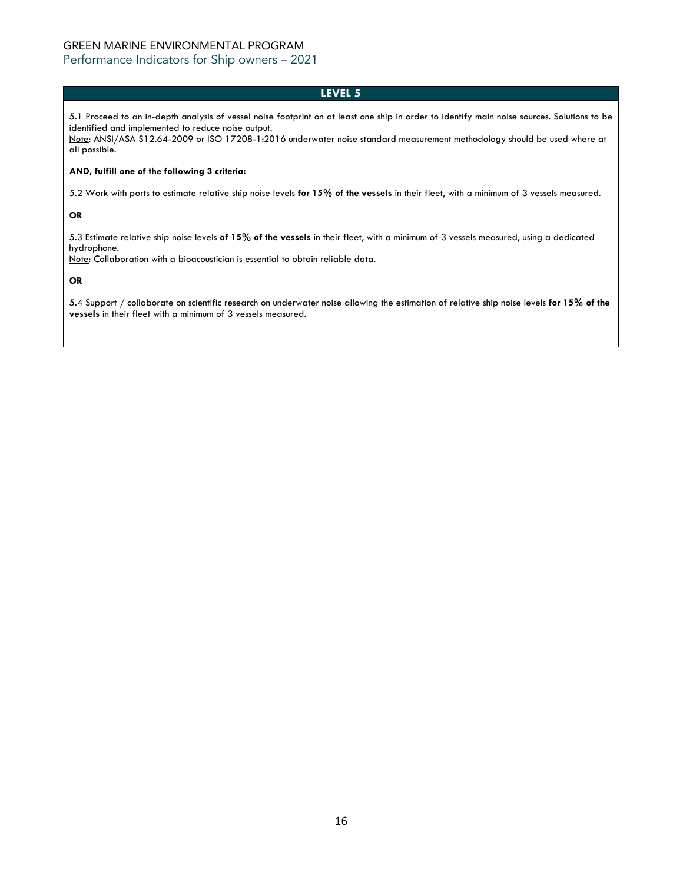## LEVEL 5

5.1 Proceed to an in-depth analysis of vessel noise footprint on at least one ship in order to identify main noise sources. Solutions to be identified and implemented to reduce noise output.
Note: ANSI/ASA S12.64-2009 or ISO 17208-1:2016 underwater noise standard measurement methodology should be used where at all possible.

**AND, fulfill one of the following 3 criteria:**

5.2 Work with ports to estimate relative ship noise levels **for 15% of the vessels** in their fleet, with a minimum of 3 vessels measured.

**OR**

5.3 Estimate relative ship noise levels **of 15% of the vessels** in their fleet, with a minimum of 3 vessels measured, using a dedicated hydrophone.
Note: Collaboration with a bioacoustician is essential to obtain reliable data.

**OR**

5.4 Support / collaborate on scientific research on underwater noise allowing the estimation of relative ship noise levels **for 15% of the vessels** in their fleet with a minimum of 3 vessels measured.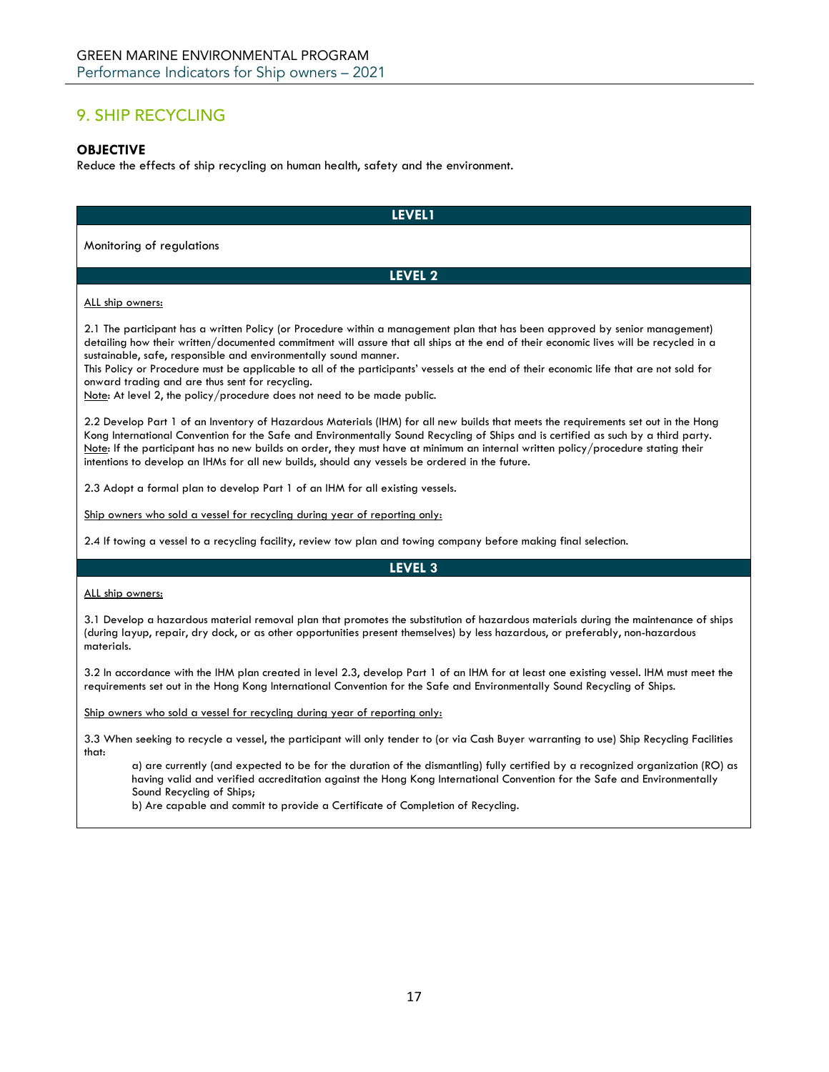## 9. SHIP RECYCLING

**OBJECTIVE**

Reduce the effects of ship recycling on human health, safety and the environment.

### LEVEL1

Monitoring of regulations

### LEVEL 2

<u>ALL ship owners:</u>

2.1 The participant has a written Policy (or Procedure within a management plan that has been approved by senior management) detailing how their written/documented commitment will assure that all ships at the end of their economic lives will be recycled in a sustainable, safe, responsible and environmentally sound manner.
This Policy or Procedure must be applicable to all of the participants' vessels at the end of their economic life that are not sold for onward trading and are thus sent for recycling.
<u>Note</u>: At level 2, the policy/procedure does not need to be made public.

2.2 Develop Part 1 of an Inventory of Hazardous Materials (IHM) for all new builds that meets the requirements set out in the Hong Kong International Convention for the Safe and Environmentally Sound Recycling of Ships and is certified as such by a third party.
<u>Note</u>: If the participant has no new builds on order, they must have at minimum an internal written policy/procedure stating their intentions to develop an IHMs for all new builds, should any vessels be ordered in the future.

2.3 Adopt a formal plan to develop Part 1 of an IHM for all existing vessels.

<u>Ship owners who sold a vessel for recycling during year of reporting only:</u>

2.4 If towing a vessel to a recycling facility, review tow plan and towing company before making final selection.

### LEVEL 3

<u>ALL ship owners:</u>

3.1 Develop a hazardous material removal plan that promotes the substitution of hazardous materials during the maintenance of ships (during layup, repair, dry dock, or as other opportunities present themselves) by less hazardous, or preferably, non-hazardous materials.

3.2 In accordance with the IHM plan created in level 2.3, develop Part 1 of an IHM for at least one existing vessel. IHM must meet the requirements set out in the Hong Kong International Convention for the Safe and Environmentally Sound Recycling of Ships.

<u>Ship owners who sold a vessel for recycling during year of reporting only:</u>

3.3 When seeking to recycle a vessel, the participant will only tender to (or via Cash Buyer warranting to use) Ship Recycling Facilities that:

- a) are currently (and expected to be for the duration of the dismantling) fully certified by a recognized organization (RO) as having valid and verified accreditation against the Hong Kong International Convention for the Safe and Environmentally Sound Recycling of Ships;
- b) Are capable and commit to provide a Certificate of Completion of Recycling.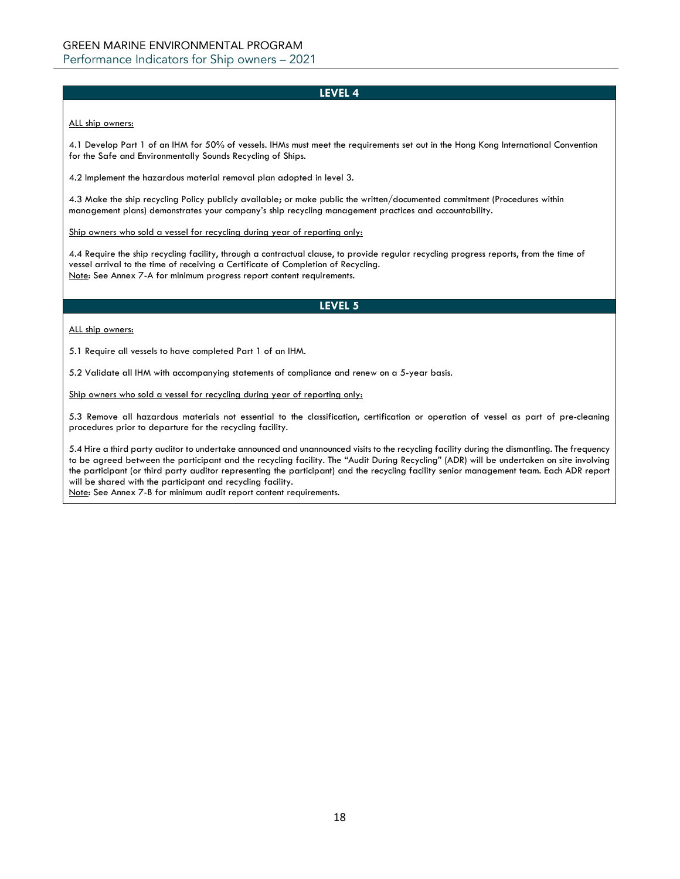## LEVEL 4

ALL ship owners:

4.1 Develop Part 1 of an IHM for 50% of vessels. IHMs must meet the requirements set out in the Hong Kong International Convention for the Safe and Environmentally Sounds Recycling of Ships.

4.2 Implement the hazardous material removal plan adopted in level 3.

4.3 Make the ship recycling Policy publicly available; or make public the written/documented commitment (Procedures within management plans) demonstrates your company's ship recycling management practices and accountability.

Ship owners who sold a vessel for recycling during year of reporting only:

4.4 Require the ship recycling facility, through a contractual clause, to provide regular recycling progress reports, from the time of vessel arrival to the time of receiving a Certificate of Completion of Recycling.
Note: See Annex 7-A for minimum progress report content requirements.

## LEVEL 5

ALL ship owners:

5.1 Require all vessels to have completed Part 1 of an IHM.

5.2 Validate all IHM with accompanying statements of compliance and renew on a 5-year basis.

Ship owners who sold a vessel for recycling during year of reporting only:

5.3 Remove all hazardous materials not essential to the classification, certification or operation of vessel as part of pre-cleaning procedures prior to departure for the recycling facility.

5.4 Hire a third party auditor to undertake announced and unannounced visits to the recycling facility during the dismantling. The frequency to be agreed between the participant and the recycling facility. The "Audit During Recycling" (ADR) will be undertaken on site involving the participant (or third party auditor representing the participant) and the recycling facility senior management team. Each ADR report will be shared with the participant and recycling facility.
Note: See Annex 7-B for minimum audit report content requirements.